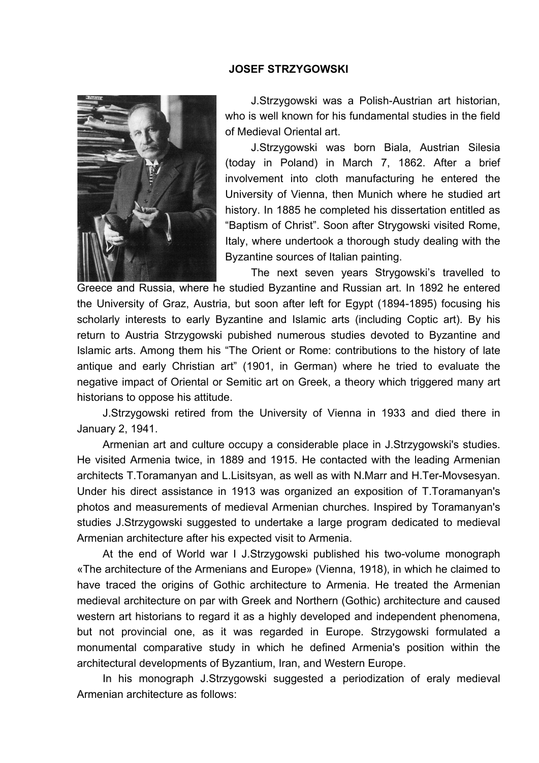# JOSEF STRZYGOWSKI

J.Strzygowski was a Polish-Austrian art historian, who is well known for his fundamental studies in the field of Medieval Oriental art.

J.Strzygowski was born Biala, Austrian Silesia (today in Poland) in March 7, 1862. After a brief involvement into cloth manufacturing he entered the University of Vienna, then Munich where he studied art history. In 1885 he completed his dissertation entitled as "Baptism of Christ". Soon after Strygowski visited Rome, Italy, where undertook a thorough study dealing with the Byzantine sources of Italian painting.

The next seven years Strygowski's travelled to Greece and Russia, where he studied Byzantine and Russian art. In 1892 he entered the University of Graz, Austria, but soon after left for Egypt (1894-1895) focusing his scholarly interests to early Byzantine and Islamic arts (including Coptic art). By his return to Austria Strzygowski pubished numerous studies devoted to Byzantine and Islamic arts. Among them his "The Orient or Rome: contributions to the history of late antique and early Christian art" (1901, in German) where he tried to evaluate the negative impact of Oriental or Semitic art on Greek, a theory which triggered many art historians to oppose his attitude.

J.Strzygowski retired from the University of Vienna in 1933 and died there in January 2, 1941.

Armenian art and culture occupy a considerable place in J.Strzygowski's studies. He visited Armenia twice, in 1889 and 1915. He contacted with the leading Armenian architects T.Toramanyan and L.Lisitsyan, as well as with N.Marr and H.Ter-Movsesyan. Under his direct assistance in 1913 was organized an exposition of T.Toramanyan's photos and measurements of medieval Armenian churches. Inspired by Toramanyan's studies J.Strzygowski suggested to undertake a large program dedicated to medieval Armenian architecture after his expected visit to Armenia.

At the end of World war I J.Strzygowski published his two-volume monograph «The architecture of the Armenians and Europe» (Vienna, 1918), in which he claimed to have traced the origins of Gothic architecture to Armenia. He treated the Armenian medieval architecture on par with Greek and Northern (Gothic) architecture and caused western art historians to regard it as a highly developed and independent phenomena, but not provincial one, as it was regarded in Europe. Strzygowski formulated a monumental comparative study in which he defined Armenia's position within the architectural developments of Byzantium, Iran, and Western Europe.

In his monograph J.Strzygowski suggested a periodization of eraly medieval Armenian architecture as follows: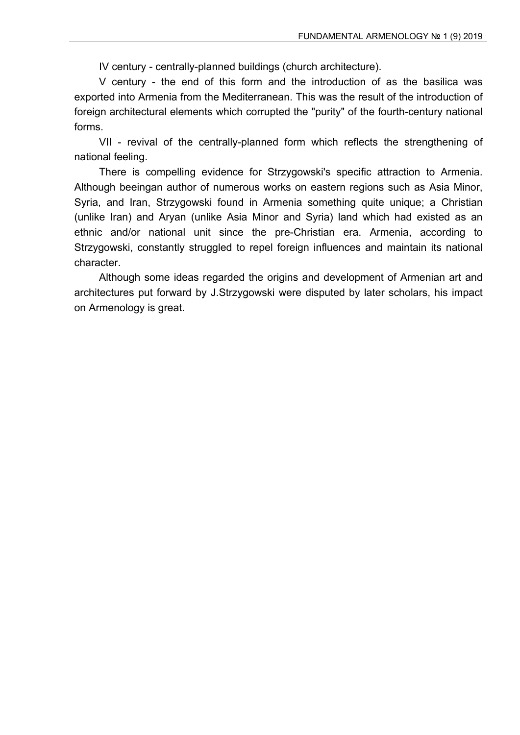IV century - centrally-planned buildings (church architecture).

V century - the end of this form and the introduction of as the basilica was exported into Armenia from the Mediterranean. This was the result of the introduction of foreign architectural elements which corrupted the "purity" of the fourth-century national forms.

VII - revival of the centrally-planned form which reflects the strengthening of national feeling.

There is compelling evidence for Strzygowski's specific attraction to Armenia. Although beeingan author of numerous works on eastern regions such as Asia Minor, Syria, and Iran, Strzygowski found in Armenia something quite unique; a Christian (unlike Iran) and Aryan (unlike Asia Minor and Syria) land which had existed as an ethnic and/or national unit since the pre-Christian era. Armenia, according to Strzygowski, constantly struggled to repel foreign influences and maintain its national character.

Although some ideas regarded the origins and development of Armenian art and architectures put forward by J.Strzygowski were disputed by later scholars, his impact on Armenology is great.